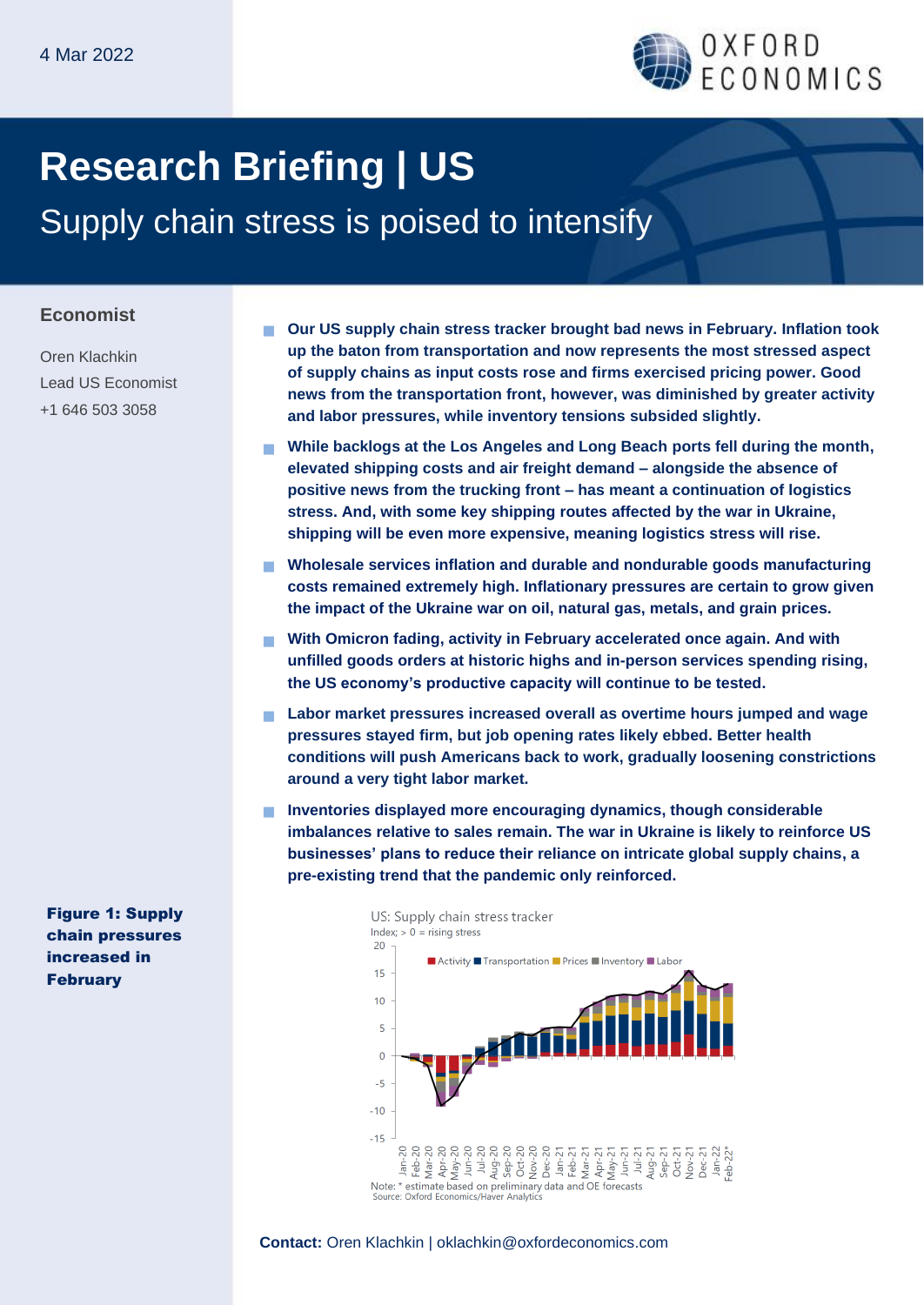4 Mar 2022

# Research Briefing | US

## Supply chain stress is poised to intensify

### Economist

Oren Klachkin
Lead US Economist
+1 646 503 3058

- **Our US supply chain stress tracker brought bad news in February. Inflation took up the baton from transportation and now represents the most stressed aspect of supply chains as input costs rose and firms exercised pricing power. Good news from the transportation front, however, was diminished by greater activity and labor pressures, while inventory tensions subsided slightly.**
- **While backlogs at the Los Angeles and Long Beach ports fell during the month, elevated shipping costs and air freight demand – alongside the absence of positive news from the trucking front – has meant a continuation of logistics stress. And, with some key shipping routes affected by the war in Ukraine, shipping will be even more expensive, meaning logistics stress will rise.**
- **Wholesale services inflation and durable and nondurable goods manufacturing costs remained extremely high. Inflationary pressures are certain to grow given the impact of the Ukraine war on oil, natural gas, metals, and grain prices.**
- **With Omicron fading, activity in February accelerated once again. And with unfilled goods orders at historic highs and in-person services spending rising, the US economy's productive capacity will continue to be tested.**
- **Labor market pressures increased overall as overtime hours jumped and wage pressures stayed firm, but job opening rates likely ebbed. Better health conditions will push Americans back to work, gradually loosening constrictions around a very tight labor market.**
- **Inventories displayed more encouraging dynamics, though considerable imbalances relative to sales remain. The war in Ukraine is likely to reinforce US businesses' plans to reduce their reliance on intricate global supply chains, a pre-existing trend that the pandemic only reinforced.**

**Figure 1: Supply chain pressures increased in February**

US: Supply chain stress tracker
Index; > 0 = rising stress

Legend: Activity, Transportation, Prices, Inventory, Labor

Note: * estimate based on preliminary data and OE forecasts
Source: Oxford Economics/Haver Analytics

**Contact:** Oren Klachkin | oklachkin@oxfordeconomics.com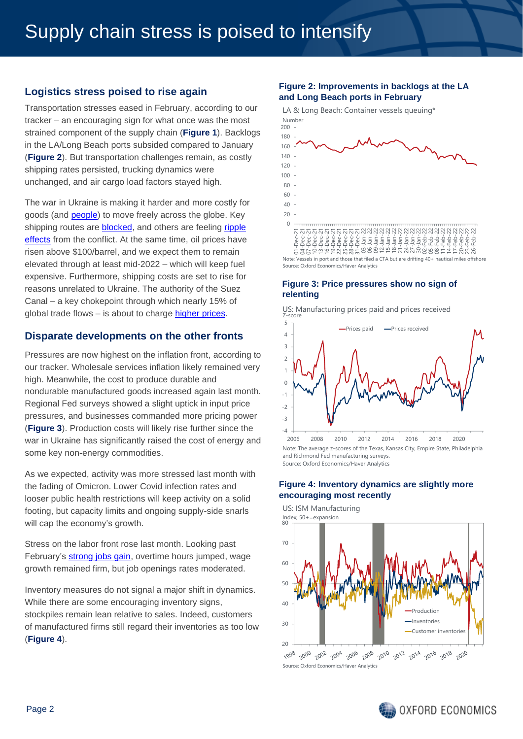# Supply chain stress is poised to intensify

## Logistics stress poised to rise again

Transportation stresses eased in February, according to our tracker – an encouraging sign for what once was the most strained component of the supply chain (**Figure 1**). Backlogs in the LA/Long Beach ports subsided compared to January (**Figure 2**). But transportation challenges remain, as costly shipping rates persisted, trucking dynamics were unchanged, and air cargo load factors stayed high.

The war in Ukraine is making it harder and more costly for goods (and people) to move freely across the globe. Key shipping routes are blocked, and others are feeling ripple effects from the conflict. At the same time, oil prices have risen above $100/barrel, and we expect them to remain elevated through at least mid-2022 – which will keep fuel expensive. Furthermore, shipping costs are set to rise for reasons unrelated to Ukraine. The authority of the Suez Canal – a key chokepoint through which nearly 15% of global trade flows – is about to charge higher prices.

## Disparate developments on the other fronts

Pressures are now highest on the inflation front, according to our tracker. Wholesale services inflation likely remained very high. Meanwhile, the cost to produce durable and nondurable manufactured goods increased again last month. Regional Fed surveys showed a slight uptick in input price pressures, and businesses commanded more pricing power (**Figure 3**). Production costs will likely rise further since the war in Ukraine has significantly raised the cost of energy and some key non-energy commodities.

As we expected, activity was more stressed last month with the fading of Omicron. Lower Covid infection rates and looser public health restrictions will keep activity on a solid footing, but capacity limits and ongoing supply-side snarls will cap the economy's growth.

Stress on the labor front rose last month. Looking past February's strong jobs gain, overtime hours jumped, wage growth remained firm, but job openings rates moderated.

Inventory measures do not signal a major shift in dynamics. While there are some encouraging inventory signs, stockpiles remain lean relative to sales. Indeed, customers of manufactured firms still regard their inventories as too low (**Figure 4**).

**Figure 2: Improvements in backlogs at the LA and Long Beach ports in February**

LA & Long Beach: Container vessels queuing*

Number

200
180
160
140
120
100
80
60
40
20
0

01-Dec-21 04-Dec-21 07-Dec-21 10-Dec-21 13-Dec-21 16-Dec-21 19-Dec-21 22-Dec-21 25-Dec-21 28-Dec-21 31-Dec-21 03-Jan-22 06-Jan-22 09-Jan-22 12-Jan-22 15-Jan-22 18-Jan-22 21-Jan-22 24-Jan-22 27-Jan-22 30-Jan-22 02-Feb-22 05-Feb-22 08-Feb-22 11-Feb-22 14-Feb-22 17-Feb-22 20-Feb-22 23-Feb-22 26-Feb-22

Note: Vessels in port and those that filed a CTA but are drifting 40+ nautical miles offshore
Source: Oxford Economics/Haver Analytics

**Figure 3: Price pressures show no sign of relenting**

US: Manufacturing prices paid and prices received

Z-score

Prices paid
Prices received

5
4
3
2
1
0
-1
-2
-3
-4

2006 2008 2010 2012 2014 2016 2018 2020

Note: The average z-scores of the Texas, Kansas City, Empire State, Philadelphia and Richmond Fed manufacturing surveys.
Source: Oxford Economics/Haver Analytics

**Figure 4: Inventory dynamics are slightly more encouraging most recently**

US: ISM Manufacturing

Index; 50+=expansion

80
70
60
50
40
30
20

Production
Inventories
Customer inventories

1998 2000 2002 2004 2006 2008 2010 2012 2014 2016 2018 2020

Source: Oxford Economics/Haver Analytics